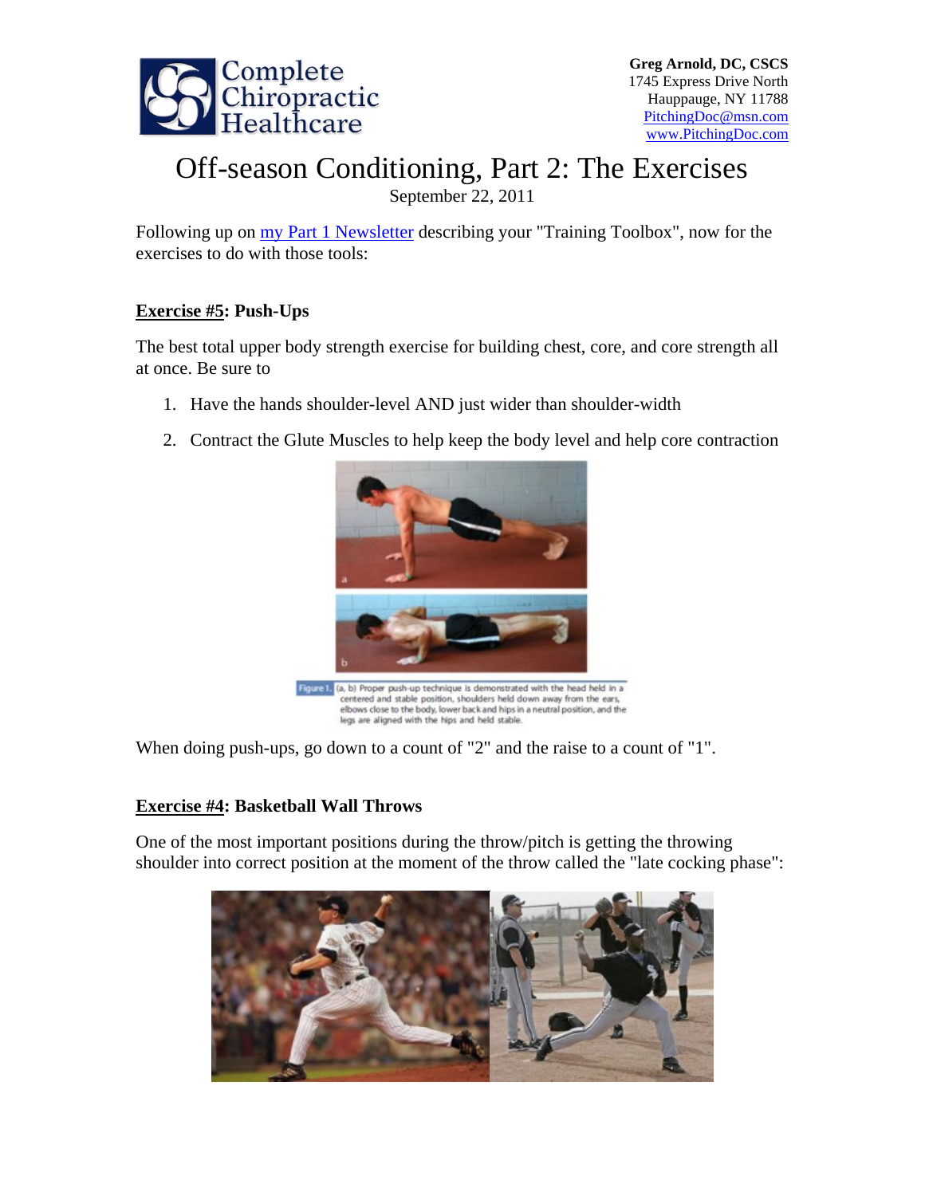**Greg Arnold, DC, CSCS**
1745 Express Drive North
Hauppauge, NY 11788
PitchingDoc@msn.com
www.PitchingDoc.com

# Off-season Conditioning, Part 2: The Exercises

September 22, 2011

Following up on my Part 1 Newsletter describing your "Training Toolbox", now for the exercises to do with those tools:

## Exercise #5: Push-Ups

The best total upper body strength exercise for building chest, core, and core strength all at once. Be sure to

1. Have the hands shoulder-level AND just wider than shoulder-width
2. Contract the Glute Muscles to help keep the body level and help core contraction

Figure 1. (a, b) Proper push-up technique is demonstrated with the head held in a centered and stable position, shoulders held down away from the ears, elbows close to the body, lower back and hips in a neutral position, and the legs are aligned with the hips and held stable.

When doing push-ups, go down to a count of "2" and the raise to a count of "1".

## Exercise #4: Basketball Wall Throws

One of the most important positions during the throw/pitch is getting the throwing shoulder into correct position at the moment of the throw called the "late cocking phase":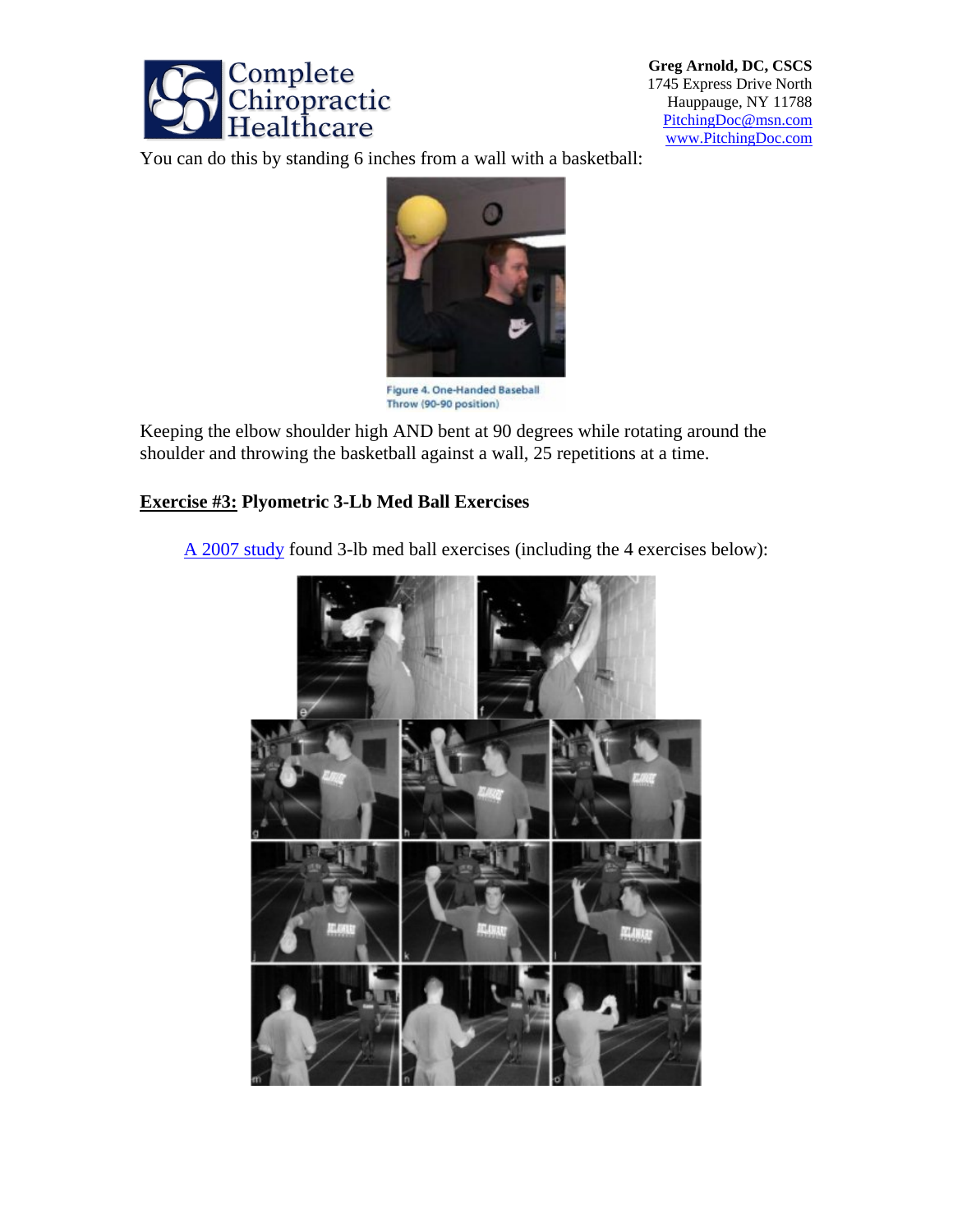You can do this by standing 6 inches from a wall with a basketball:

Figure 4. One-Handed Baseball Throw (90-90 position)

Keeping the elbow shoulder high AND bent at 90 degrees while rotating around the shoulder and throwing the basketball against a wall, 25 repetitions at a time.

**Exercise #3: Plyometric 3-Lb Med Ball Exercises**

A 2007 study found 3-lb med ball exercises (including the 4 exercises below):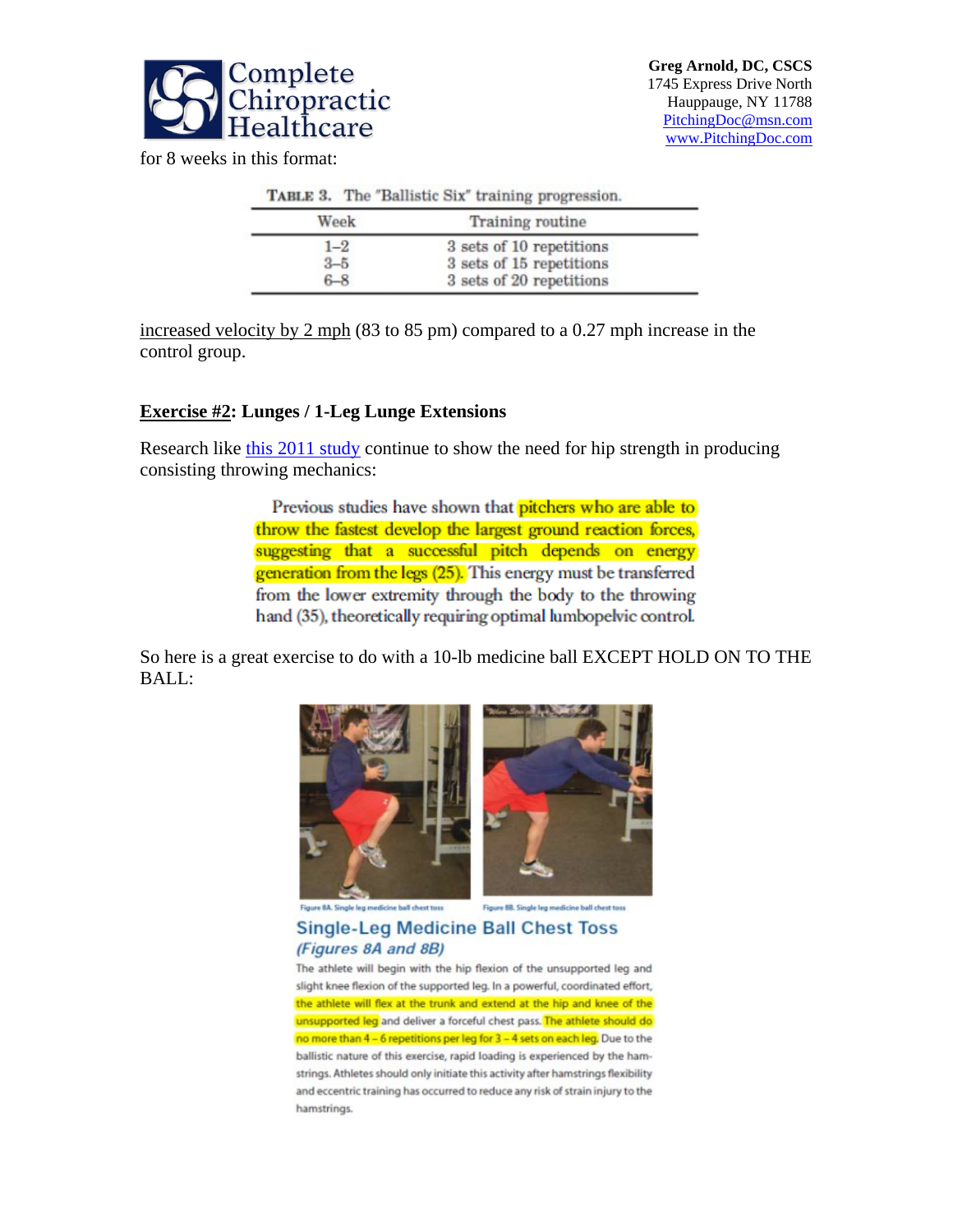for 8 weeks in this format:

TABLE 3. The "Ballistic Six" training progression.

| Week | Training routine |
|---|---|
| 1–2 | 3 sets of 10 repetitions |
| 3–5 | 3 sets of 15 repetitions |
| 6–8 | 3 sets of 20 repetitions |

increased velocity by 2 mph (83 to 85 pm) compared to a 0.27 mph increase in the control group.

**Exercise #2: Lunges / 1-Leg Lunge Extensions**

Research like this 2011 study continue to show the need for hip strength in producing consisting throwing mechanics:

> Previous studies have shown that pitchers who are able to throw the fastest develop the largest ground reaction forces, suggesting that a successful pitch depends on energy generation from the legs (25). This energy must be transferred from the lower extremity through the body to the throwing hand (35), theoretically requiring optimal lumbopelvic control.

So here is a great exercise to do with a 10-lb medicine ball EXCEPT HOLD ON TO THE BALL:

Figure 8A. Single leg medicine ball chest toss

Figure 8B. Single leg medicine ball chest toss

### Single-Leg Medicine Ball Chest Toss
*(Figures 8A and 8B)*

The athlete will begin with the hip flexion of the unsupported leg and slight knee flexion of the supported leg. In a powerful, coordinated effort, the athlete will flex at the trunk and extend at the hip and knee of the unsupported leg and deliver a forceful chest pass. The athlete should do no more than 4 – 6 repetitions per leg for 3 – 4 sets on each leg. Due to the ballistic nature of this exercise, rapid loading is experienced by the hamstrings. Athletes should only initiate this activity after hamstrings flexibility and eccentric training has occurred to reduce any risk of strain injury to the hamstrings.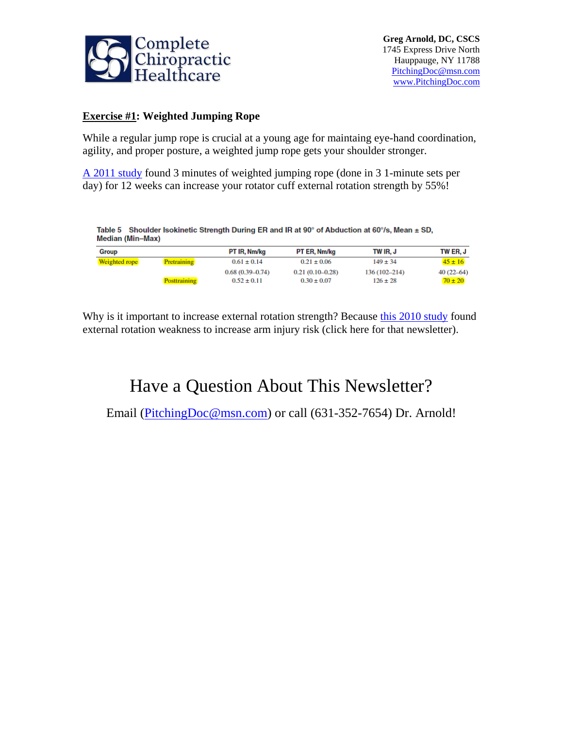**Greg Arnold, DC, CSCS**
1745 Express Drive North
Hauppauge, NY 11788
PitchingDoc@msn.com
www.PitchingDoc.com

**Exercise #1: Weighted Jumping Rope**

While a regular jump rope is crucial at a young age for maintaing eye-hand coordination, agility, and proper posture, a weighted jump rope gets your shoulder stronger.

A 2011 study found 3 minutes of weighted jumping rope (done in 3 1-minute sets per day) for 12 weeks can increase your rotator cuff external rotation strength by 55%!

**Table 5 Shoulder Isokinetic Strength During ER and IR at 90° of Abduction at 60°/s, Mean ± SD, Median (Min–Max)**

| Group | | PT IR, Nm/kg | PT ER, Nm/kg | TW IR, J | TW ER, J |
|---|---|---|---|---|---|
| Weighted rope | Pretraining | 0.61 ± 0.14 | 0.21 ± 0.06 | 149 ± 34 | 45 ± 16 |
| | | 0.68 (0.39–0.74) | 0.21 (0.10–0.28) | 136 (102–214) | 40 (22–64) |
| | Posttraining | 0.52 ± 0.11 | 0.30 ± 0.07 | 126 ± 28 | 70 ± 20 |

Why is it important to increase external rotation strength? Because this 2010 study found external rotation weakness to increase arm injury risk (click here for that newsletter).

# Have a Question About This Newsletter?

Email (PitchingDoc@msn.com) or call (631-352-7654) Dr. Arnold!